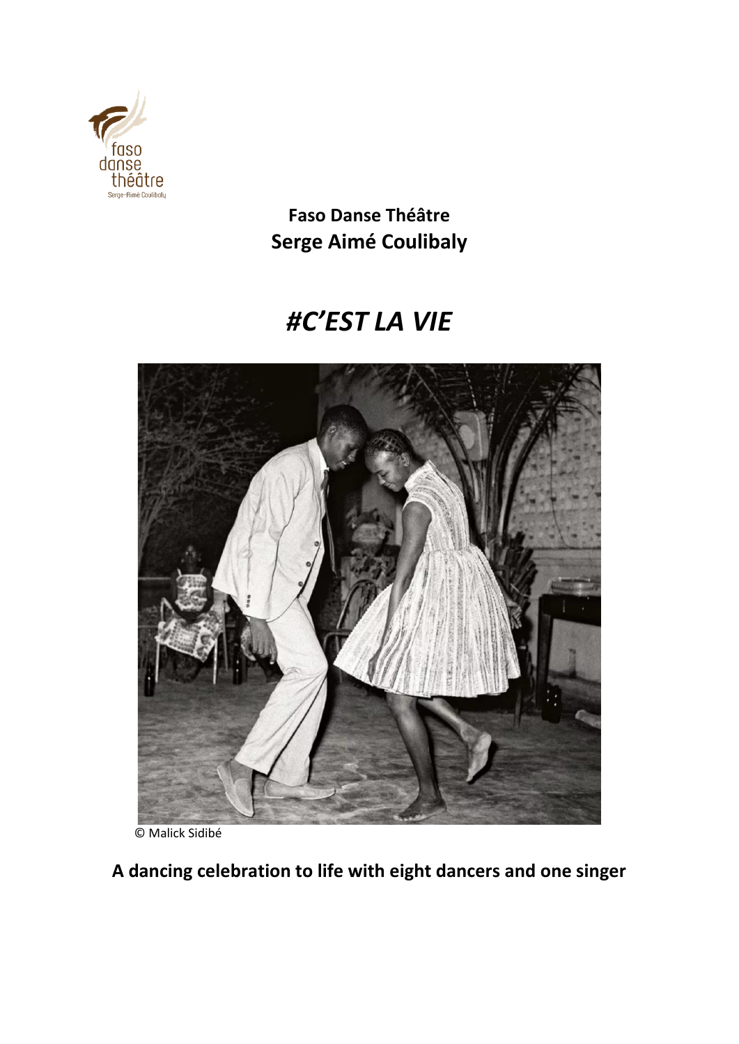**Faso Danse Théâtre**

**Serge Aimé Coulibaly**

# *#C'EST LA VIE*

© Malick Sidibé

**A dancing celebration to life with eight dancers and one singer**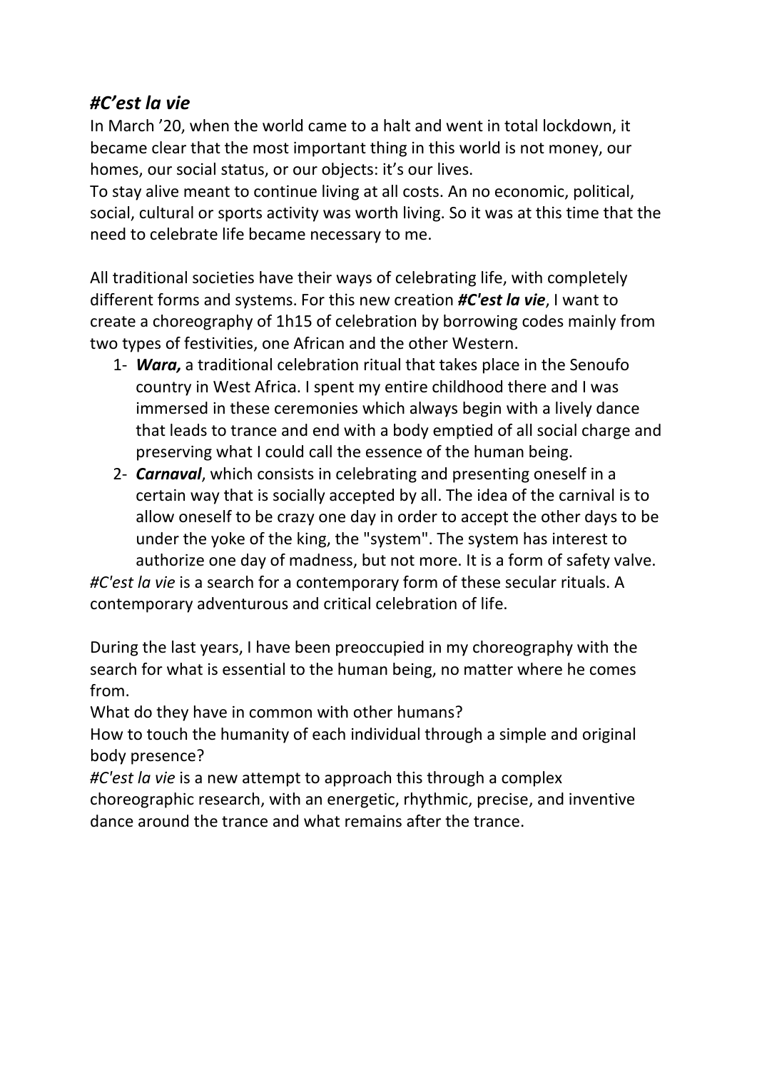## *#C'est la vie*

In March '20, when the world came to a halt and went in total lockdown, it became clear that the most important thing in this world is not money, our homes, our social status, or our objects: it's our lives.
To stay alive meant to continue living at all costs. An no economic, political, social, cultural or sports activity was worth living. So it was at this time that the need to celebrate life became necessary to me.

All traditional societies have their ways of celebrating life, with completely different forms and systems. For this new creation ***#C'est la vie***, I want to create a choreography of 1h15 of celebration by borrowing codes mainly from two types of festivities, one African and the other Western.

1- ***Wara,*** a traditional celebration ritual that takes place in the Senoufo country in West Africa. I spent my entire childhood there and I was immersed in these ceremonies which always begin with a lively dance that leads to trance and end with a body emptied of all social charge and preserving what I could call the essence of the human being.
2- ***Carnaval***, which consists in celebrating and presenting oneself in a certain way that is socially accepted by all. The idea of the carnival is to allow oneself to be crazy one day in order to accept the other days to be under the yoke of the king, the "system". The system has interest to authorize one day of madness, but not more. It is a form of safety valve.

*#C'est la vie* is a search for a contemporary form of these secular rituals. A contemporary adventurous and critical celebration of life.

During the last years, I have been preoccupied in my choreography with the search for what is essential to the human being, no matter where he comes from.
What do they have in common with other humans?
How to touch the humanity of each individual through a simple and original body presence?
*#C'est la vie* is a new attempt to approach this through a complex choreographic research, with an energetic, rhythmic, precise, and inventive dance around the trance and what remains after the trance.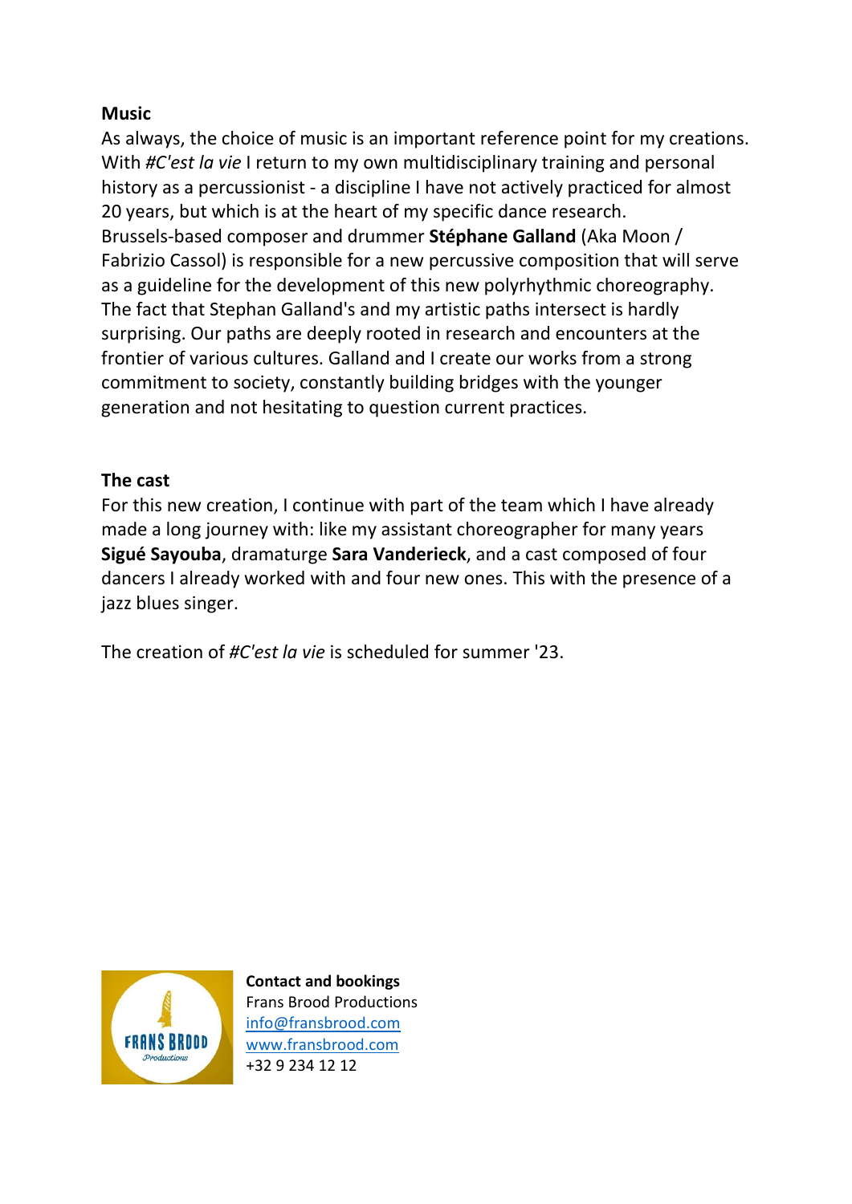## Music

As always, the choice of music is an important reference point for my creations. With *#C'est la vie* I return to my own multidisciplinary training and personal history as a percussionist - a discipline I have not actively practiced for almost 20 years, but which is at the heart of my specific dance research.
Brussels-based composer and drummer **Stéphane Galland** (Aka Moon / Fabrizio Cassol) is responsible for a new percussive composition that will serve as a guideline for the development of this new polyrhythmic choreography. The fact that Stephan Galland's and my artistic paths intersect is hardly surprising. Our paths are deeply rooted in research and encounters at the frontier of various cultures. Galland and I create our works from a strong commitment to society, constantly building bridges with the younger generation and not hesitating to question current practices.

## The cast

For this new creation, I continue with part of the team which I have already made a long journey with: like my assistant choreographer for many years **Sigué Sayouba**, dramaturge **Sara Vanderieck**, and a cast composed of four dancers I already worked with and four new ones. This with the presence of a jazz blues singer.

The creation of *#C'est la vie* is scheduled for summer '23.

**Contact and bookings**
Frans Brood Productions
[info@fransbrood.com](mailto:info@fransbrood.com)
[www.fransbrood.com](http://www.fransbrood.com)
+32 9 234 12 12